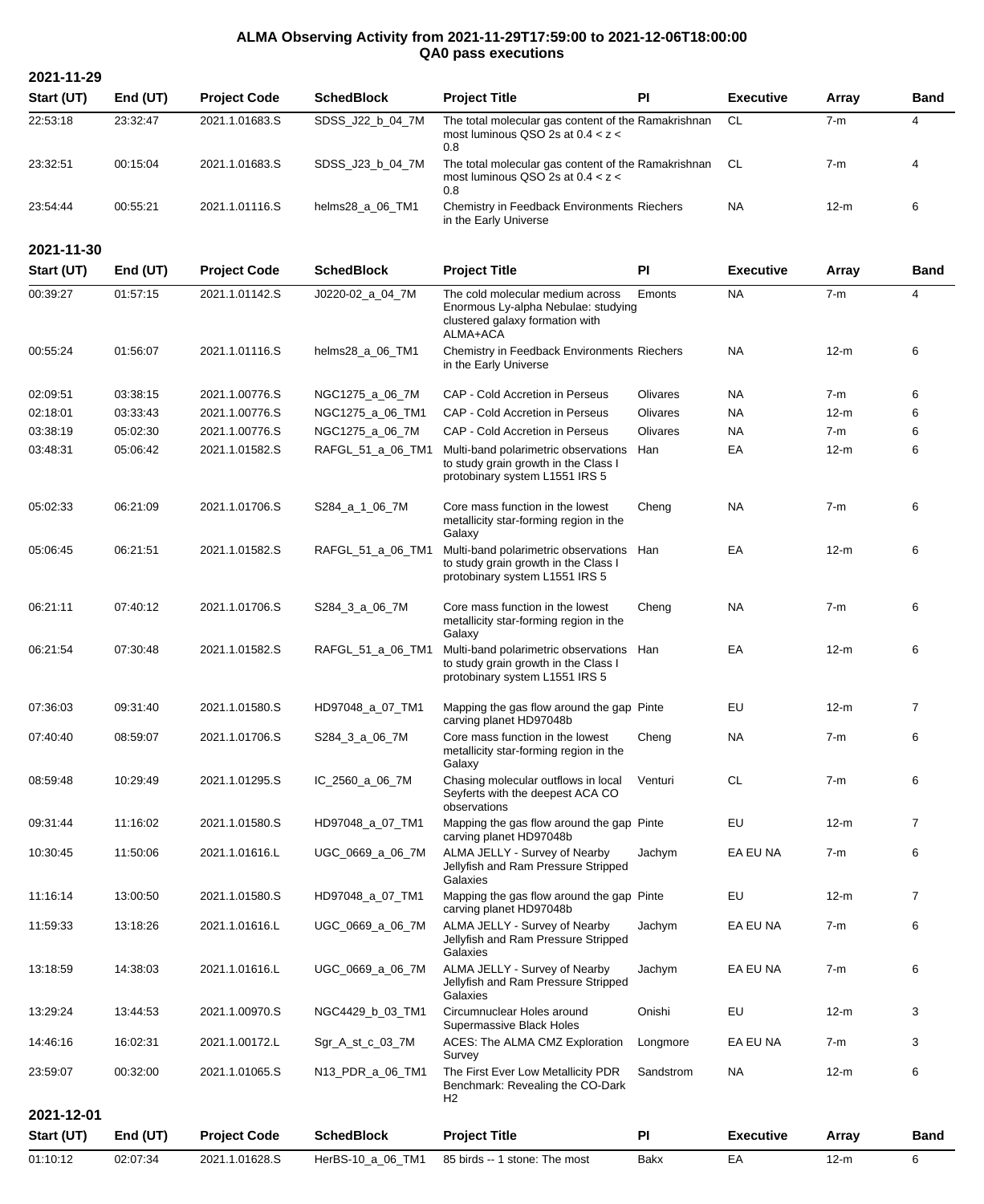# ALMA Observing Activity from 2021-11-29T17:59:00 to 2021-12-06T18:00:00
## QA0 pass executions

### 2021-11-29

| Start (UT) | End (UT) | Project Code | SchedBlock | Project Title | PI | Executive | Array | Band |
|---|---|---|---|---|---|---|---|---|
| 22:53:18 | 23:32:47 | 2021.1.01683.S | SDSS_J22_b_04_7M | The total molecular gas content of the most luminous QSO 2s at 0.4 < z < 0.8 | Ramakrishnan | CL | 7-m | 4 |
| 23:32:51 | 00:15:04 | 2021.1.01683.S | SDSS_J23_b_04_7M | The total molecular gas content of the most luminous QSO 2s at 0.4 < z < 0.8 | Ramakrishnan | CL | 7-m | 4 |
| 23:54:44 | 00:55:21 | 2021.1.01116.S | helms28_a_06_TM1 | Chemistry in Feedback Environments in the Early Universe | Riechers | NA | 12-m | 6 |

### 2021-11-30

| Start (UT) | End (UT) | Project Code | SchedBlock | Project Title | PI | Executive | Array | Band |
|---|---|---|---|---|---|---|---|---|
| 00:39:27 | 01:57:15 | 2021.1.01142.S | J0220-02_a_04_7M | The cold molecular medium across Enormous Ly-alpha Nebulae: studying clustered galaxy formation with ALMA+ACA | Emonts | NA | 7-m | 4 |
| 00:55:24 | 01:56:07 | 2021.1.01116.S | helms28_a_06_TM1 | Chemistry in Feedback Environments in the Early Universe | Riechers | NA | 12-m | 6 |
| 02:09:51 | 03:38:15 | 2021.1.00776.S | NGC1275_a_06_7M | CAP - Cold Accretion in Perseus | Olivares | NA | 7-m | 6 |
| 02:18:01 | 03:33:43 | 2021.1.00776.S | NGC1275_a_06_TM1 | CAP - Cold Accretion in Perseus | Olivares | NA | 12-m | 6 |
| 03:38:19 | 05:02:30 | 2021.1.00776.S | NGC1275_a_06_7M | CAP - Cold Accretion in Perseus | Olivares | NA | 7-m | 6 |
| 03:48:31 | 05:06:42 | 2021.1.01582.S | RAFGL_51_a_06_TM1 | Multi-band polarimetric observations to study grain growth in the Class I protobinary system L1551 IRS 5 | Han | EA | 12-m | 6 |
| 05:02:33 | 06:21:09 | 2021.1.01706.S | S284_a_1_06_7M | Core mass function in the lowest metallicity star-forming region in the Galaxy | Cheng | NA | 7-m | 6 |
| 05:06:45 | 06:21:51 | 2021.1.01582.S | RAFGL_51_a_06_TM1 | Multi-band polarimetric observations to study grain growth in the Class I protobinary system L1551 IRS 5 | Han | EA | 12-m | 6 |
| 06:21:11 | 07:40:12 | 2021.1.01706.S | S284_3_a_06_7M | Core mass function in the lowest metallicity star-forming region in the Galaxy | Cheng | NA | 7-m | 6 |
| 06:21:54 | 07:30:48 | 2021.1.01582.S | RAFGL_51_a_06_TM1 | Multi-band polarimetric observations to study grain growth in the Class I protobinary system L1551 IRS 5 | Han | EA | 12-m | 6 |
| 07:36:03 | 09:31:40 | 2021.1.01580.S | HD97048_a_07_TM1 | Mapping the gas flow around the gap carving planet HD97048b | Pinte | EU | 12-m | 7 |
| 07:40:40 | 08:59:07 | 2021.1.01706.S | S284_3_a_06_7M | Core mass function in the lowest metallicity star-forming region in the Galaxy | Cheng | NA | 7-m | 6 |
| 08:59:48 | 10:29:49 | 2021.1.01295.S | IC_2560_a_06_7M | Chasing molecular outflows in local Seyferts with the deepest ACA CO observations | Venturi | CL | 7-m | 6 |
| 09:31:44 | 11:16:02 | 2021.1.01580.S | HD97048_a_07_TM1 | Mapping the gas flow around the gap carving planet HD97048b | Pinte | EU | 12-m | 7 |
| 10:30:45 | 11:50:06 | 2021.1.01616.L | UGC_0669_a_06_7M | ALMA JELLY - Survey of Nearby Jellyfish and Ram Pressure Stripped Galaxies | Jachym | EA EU NA | 7-m | 6 |
| 11:16:14 | 13:00:50 | 2021.1.01580.S | HD97048_a_07_TM1 | Mapping the gas flow around the gap carving planet HD97048b | Pinte | EU | 12-m | 7 |
| 11:59:33 | 13:18:26 | 2021.1.01616.L | UGC_0669_a_06_7M | ALMA JELLY - Survey of Nearby Jellyfish and Ram Pressure Stripped Galaxies | Jachym | EA EU NA | 7-m | 6 |
| 13:18:59 | 14:38:03 | 2021.1.01616.L | UGC_0669_a_06_7M | ALMA JELLY - Survey of Nearby Jellyfish and Ram Pressure Stripped Galaxies | Jachym | EA EU NA | 7-m | 6 |
| 13:29:24 | 13:44:53 | 2021.1.00970.S | NGC4429_b_03_TM1 | Circumnuclear Holes around Supermassive Black Holes | Onishi | EU | 12-m | 3 |
| 14:46:16 | 16:02:31 | 2021.1.00172.L | Sgr_A_st_c_03_7M | ACES: The ALMA CMZ Exploration Survey | Longmore | EA EU NA | 7-m | 3 |
| 23:59:07 | 00:32:00 | 2021.1.01065.S | N13_PDR_a_06_TM1 | The First Ever Low Metallicity PDR Benchmark: Revealing the CO-Dark H2 | Sandstrom | NA | 12-m | 6 |

### 2021-12-01

| Start (UT) | End (UT) | Project Code | SchedBlock | Project Title | PI | Executive | Array | Band |
|---|---|---|---|---|---|---|---|---|
| 01:10:12 | 02:07:34 | 2021.1.01628.S | HerBS-10_a_06_TM1 | 85 birds -- 1 stone: The most | Bakx | EA | 12-m | 6 |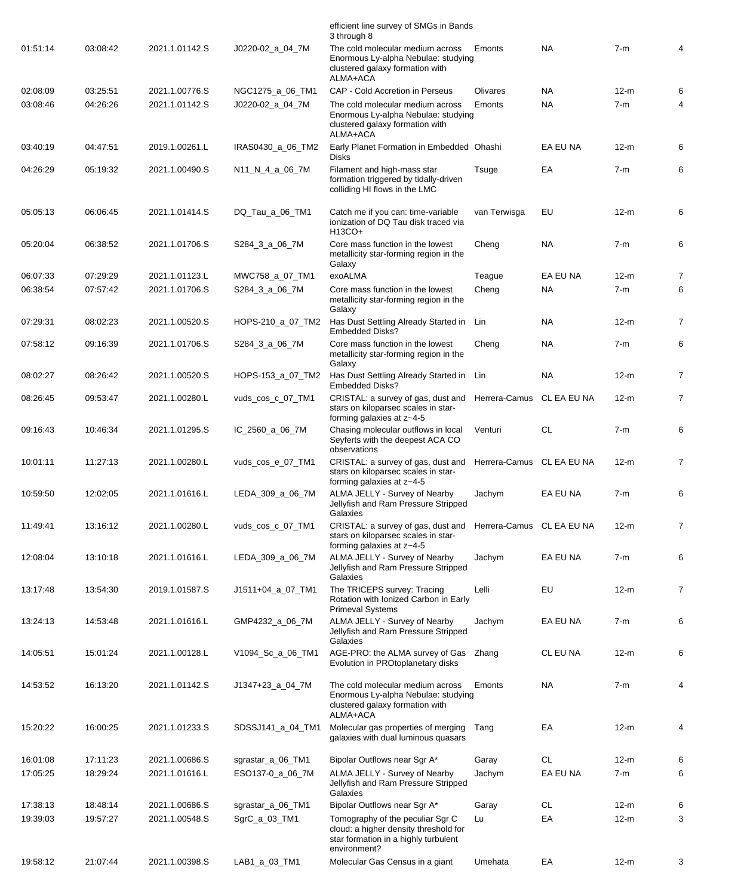| | | | | efficient line survey of SMGs in Bands 3 through 8 | | | | |
|---|---|---|---|---|---|---|---|---|
| 01:51:14 | 03:08:42 | 2021.1.01142.S | J0220-02_a_04_7M | The cold molecular medium across Enormous Ly-alpha Nebulae: studying clustered galaxy formation with ALMA+ACA | Emonts | NA | 7-m | 4 |
| 02:08:09 | 03:25:51 | 2021.1.00776.S | NGC1275_a_06_TM1 | CAP - Cold Accretion in Perseus | Olivares | NA | 12-m | 6 |
| 03:08:46 | 04:26:26 | 2021.1.01142.S | J0220-02_a_04_7M | The cold molecular medium across Enormous Ly-alpha Nebulae: studying clustered galaxy formation with ALMA+ACA | Emonts | NA | 7-m | 4 |
| 03:40:19 | 04:47:51 | 2019.1.00261.L | IRAS0430_a_06_TM2 | Early Planet Formation in Embedded Disks | Ohashi | EA EU NA | 12-m | 6 |
| 04:26:29 | 05:19:32 | 2021.1.00490.S | N11_N_4_a_06_7M | Filament and high-mass star formation triggered by tidally-driven colliding HI flows in the LMC | Tsuge | EA | 7-m | 6 |
| 05:05:13 | 06:06:45 | 2021.1.01414.S | DQ_Tau_a_06_TM1 | Catch me if you can: time-variable ionization of DQ Tau disk traced via H13CO+ | van Terwisga | EU | 12-m | 6 |
| 05:20:04 | 06:38:52 | 2021.1.01706.S | S284_3_a_06_7M | Core mass function in the lowest metallicity star-forming region in the Galaxy | Cheng | NA | 7-m | 6 |
| 06:07:33 | 07:29:29 | 2021.1.01123.L | MWC758_a_07_TM1 | exoALMA | Teague | EA EU NA | 12-m | 7 |
| 06:38:54 | 07:57:42 | 2021.1.01706.S | S284_3_a_06_7M | Core mass function in the lowest metallicity star-forming region in the Galaxy | Cheng | NA | 7-m | 6 |
| 07:29:31 | 08:02:23 | 2021.1.00520.S | HOPS-210_a_07_TM2 | Has Dust Settling Already Started in Embedded Disks? | Lin | NA | 12-m | 7 |
| 07:58:12 | 09:16:39 | 2021.1.01706.S | S284_3_a_06_7M | Core mass function in the lowest metallicity star-forming region in the Galaxy | Cheng | NA | 7-m | 6 |
| 08:02:27 | 08:26:42 | 2021.1.00520.S | HOPS-153_a_07_TM2 | Has Dust Settling Already Started in Embedded Disks? | Lin | NA | 12-m | 7 |
| 08:26:45 | 09:53:47 | 2021.1.00280.L | vuds_cos_c_07_TM1 | CRISTAL: a survey of gas, dust and stars on kiloparsec scales in star-forming galaxies at z~4-5 | Herrera-Camus | CL EA EU NA | 12-m | 7 |
| 09:16:43 | 10:46:34 | 2021.1.01295.S | IC_2560_a_06_7M | Chasing molecular outflows in local Seyferts with the deepest ACA CO observations | Venturi | CL | 7-m | 6 |
| 10:01:11 | 11:27:13 | 2021.1.00280.L | vuds_cos_e_07_TM1 | CRISTAL: a survey of gas, dust and stars on kiloparsec scales in star-forming galaxies at z~4-5 | Herrera-Camus | CL EA EU NA | 12-m | 7 |
| 10:59:50 | 12:02:05 | 2021.1.01616.L | LEDA_309_a_06_7M | ALMA JELLY - Survey of Nearby Jellyfish and Ram Pressure Stripped Galaxies | Jachym | EA EU NA | 7-m | 6 |
| 11:49:41 | 13:16:12 | 2021.1.00280.L | vuds_cos_c_07_TM1 | CRISTAL: a survey of gas, dust and stars on kiloparsec scales in star-forming galaxies at z~4-5 | Herrera-Camus | CL EA EU NA | 12-m | 7 |
| 12:08:04 | 13:10:18 | 2021.1.01616.L | LEDA_309_a_06_7M | ALMA JELLY - Survey of Nearby Jellyfish and Ram Pressure Stripped Galaxies | Jachym | EA EU NA | 7-m | 6 |
| 13:17:48 | 13:54:30 | 2019.1.01587.S | J1511+04_a_07_TM1 | The TRICEPS survey: Tracing Rotation with Ionized Carbon in Early Primeval Systems | Lelli | EU | 12-m | 7 |
| 13:24:13 | 14:53:48 | 2021.1.01616.L | GMP4232_a_06_7M | ALMA JELLY - Survey of Nearby Jellyfish and Ram Pressure Stripped Galaxies | Jachym | EA EU NA | 7-m | 6 |
| 14:05:51 | 15:01:24 | 2021.1.00128.L | V1094_Sc_a_06_TM1 | AGE-PRO: the ALMA survey of Gas Evolution in PROtoplanetary disks | Zhang | CL EU NA | 12-m | 6 |
| 14:53:52 | 16:13:20 | 2021.1.01142.S | J1347+23_a_04_7M | The cold molecular medium across Enormous Ly-alpha Nebulae: studying clustered galaxy formation with ALMA+ACA | Emonts | NA | 7-m | 4 |
| 15:20:22 | 16:00:25 | 2021.1.01233.S | SDSSJ141_a_04_TM1 | Molecular gas properties of merging galaxies with dual luminous quasars | Tang | EA | 12-m | 4 |
| 16:01:08 | 17:11:23 | 2021.1.00686.S | sgrastar_a_06_TM1 | Bipolar Outflows near Sgr A* | Garay | CL | 12-m | 6 |
| 17:05:25 | 18:29:24 | 2021.1.01616.L | ESO137-0_a_06_7M | ALMA JELLY - Survey of Nearby Jellyfish and Ram Pressure Stripped Galaxies | Jachym | EA EU NA | 7-m | 6 |
| 17:38:13 | 18:48:14 | 2021.1.00686.S | sgrastar_a_06_TM1 | Bipolar Outflows near Sgr A* | Garay | CL | 12-m | 6 |
| 19:39:03 | 19:57:27 | 2021.1.00548.S | SgrC_a_03_TM1 | Tomography of the peculiar Sgr C cloud: a higher density threshold for star formation in a highly turbulent environment? | Lu | EA | 12-m | 3 |
| 19:58:12 | 21:07:44 | 2021.1.00398.S | LAB1_a_03_TM1 | Molecular Gas Census in a giant | Umehata | EA | 12-m | 3 |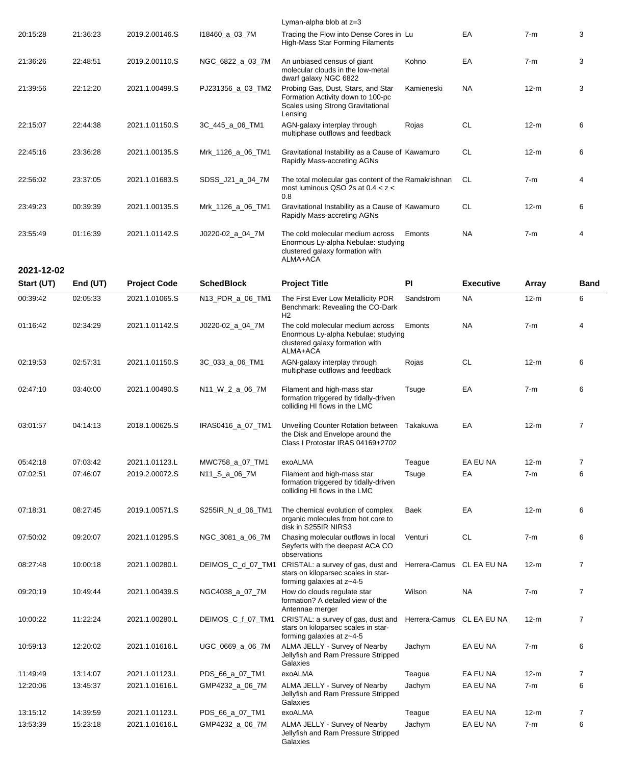| | | | | Lyman-alpha blob at z=3 | | | | |
|---|---|---|---|---|---|---|---|---|
| 20:15:28 | 21:36:23 | 2019.2.00146.S | I18460_a_03_7M | Tracing the Flow into Dense Cores in High-Mass Star Forming Filaments | Lu | EA | 7-m | 3 |
| 21:36:26 | 22:48:51 | 2019.2.00110.S | NGC_6822_a_03_7M | An unbiased census of giant molecular clouds in the low-metal dwarf galaxy NGC 6822 | Kohno | EA | 7-m | 3 |
| 21:39:56 | 22:12:20 | 2021.1.00499.S | PJ231356_a_03_TM2 | Probing Gas, Dust, Stars, and Star Formation Activity down to 100-pc Scales using Strong Gravitational Lensing | Kamieneski | NA | 12-m | 3 |
| 22:15:07 | 22:44:38 | 2021.1.01150.S | 3C_445_a_06_TM1 | AGN-galaxy interplay through multiphase outflows and feedback | Rojas | CL | 12-m | 6 |
| 22:45:16 | 23:36:28 | 2021.1.00135.S | Mrk_1126_a_06_TM1 | Gravitational Instability as a Cause of Rapidly Mass-accreting AGNs | Kawamuro | CL | 12-m | 6 |
| 22:56:02 | 23:37:05 | 2021.1.01683.S | SDSS_J21_a_04_7M | The total molecular gas content of the most luminous QSO 2s at 0.4 < z < 0.8 | Ramakrishnan | CL | 7-m | 4 |
| 23:49:23 | 00:39:39 | 2021.1.00135.S | Mrk_1126_a_06_TM1 | Gravitational Instability as a Cause of Rapidly Mass-accreting AGNs | Kawamuro | CL | 12-m | 6 |
| 23:55:49 | 01:16:39 | 2021.1.01142.S | J0220-02_a_04_7M | The cold molecular medium across Enormous Ly-alpha Nebulae: studying clustered galaxy formation with ALMA+ACA | Emonts | NA | 7-m | 4 |

### 2021-12-02

| Start (UT) | End (UT) | Project Code | SchedBlock | Project Title | PI | Executive | Array | Band |
|---|---|---|---|---|---|---|---|---|
| 00:39:42 | 02:05:33 | 2021.1.01065.S | N13_PDR_a_06_TM1 | The First Ever Low Metallicity PDR Benchmark: Revealing the CO-Dark H2 | Sandstrom | NA | 12-m | 6 |
| 01:16:42 | 02:34:29 | 2021.1.01142.S | J0220-02_a_04_7M | The cold molecular medium across Enormous Ly-alpha Nebulae: studying clustered galaxy formation with ALMA+ACA | Emonts | NA | 7-m | 4 |
| 02:19:53 | 02:57:31 | 2021.1.01150.S | 3C_033_a_06_TM1 | AGN-galaxy interplay through multiphase outflows and feedback | Rojas | CL | 12-m | 6 |
| 02:47:10 | 03:40:00 | 2021.1.00490.S | N11_W_2_a_06_7M | Filament and high-mass star formation triggered by tidally-driven colliding HI flows in the LMC | Tsuge | EA | 7-m | 6 |
| 03:01:57 | 04:14:13 | 2018.1.00625.S | IRAS0416_a_07_TM1 | Unveiling Counter Rotation between the Disk and Envelope around the Class I Protostar IRAS 04169+2702 | Takakuwa | EA | 12-m | 7 |
| 05:42:18 | 07:03:42 | 2021.1.01123.L | MWC758_a_07_TM1 | exoALMA | Teague | EA EU NA | 12-m | 7 |
| 07:02:51 | 07:46:07 | 2019.2.00072.S | N11_S_a_06_7M | Filament and high-mass star formation triggered by tidally-driven colliding HI flows in the LMC | Tsuge | EA | 7-m | 6 |
| 07:18:31 | 08:27:45 | 2019.1.00571.S | S255IR_N_d_06_TM1 | The chemical evolution of complex organic molecules from hot core to disk in S255IR NIRS3 | Baek | EA | 12-m | 6 |
| 07:50:02 | 09:20:07 | 2021.1.01295.S | NGC_3081_a_06_7M | Chasing molecular outflows in local Seyferts with the deepest ACA CO observations | Venturi | CL | 7-m | 6 |
| 08:27:48 | 10:00:18 | 2021.1.00280.L | DEIMOS_C_d_07_TM1 | CRISTAL: a survey of gas, dust and stars on kiloparsec scales in star-forming galaxies at z~4-5 | Herrera-Camus | CL EA EU NA | 12-m | 7 |
| 09:20:19 | 10:49:44 | 2021.1.00439.S | NGC4038_a_07_7M | How do clouds regulate star formation? A detailed view of the Antennae merger | Wilson | NA | 7-m | 7 |
| 10:00:22 | 11:22:24 | 2021.1.00280.L | DEIMOS_C_f_07_TM1 | CRISTAL: a survey of gas, dust and stars on kiloparsec scales in star-forming galaxies at z~4-5 | Herrera-Camus | CL EA EU NA | 12-m | 7 |
| 10:59:13 | 12:20:02 | 2021.1.01616.L | UGC_0669_a_06_7M | ALMA JELLY - Survey of Nearby Jellyfish and Ram Pressure Stripped Galaxies | Jachym | EA EU NA | 7-m | 6 |
| 11:49:49 | 13:14:07 | 2021.1.01123.L | PDS_66_a_07_TM1 | exoALMA | Teague | EA EU NA | 12-m | 7 |
| 12:20:06 | 13:45:37 | 2021.1.01616.L | GMP4232_a_06_7M | ALMA JELLY - Survey of Nearby Jellyfish and Ram Pressure Stripped Galaxies | Jachym | EA EU NA | 7-m | 6 |
| 13:15:12 | 14:39:59 | 2021.1.01123.L | PDS_66_a_07_TM1 | exoALMA | Teague | EA EU NA | 12-m | 7 |
| 13:53:39 | 15:23:18 | 2021.1.01616.L | GMP4232_a_06_7M | ALMA JELLY - Survey of Nearby Jellyfish and Ram Pressure Stripped Galaxies | Jachym | EA EU NA | 7-m | 6 |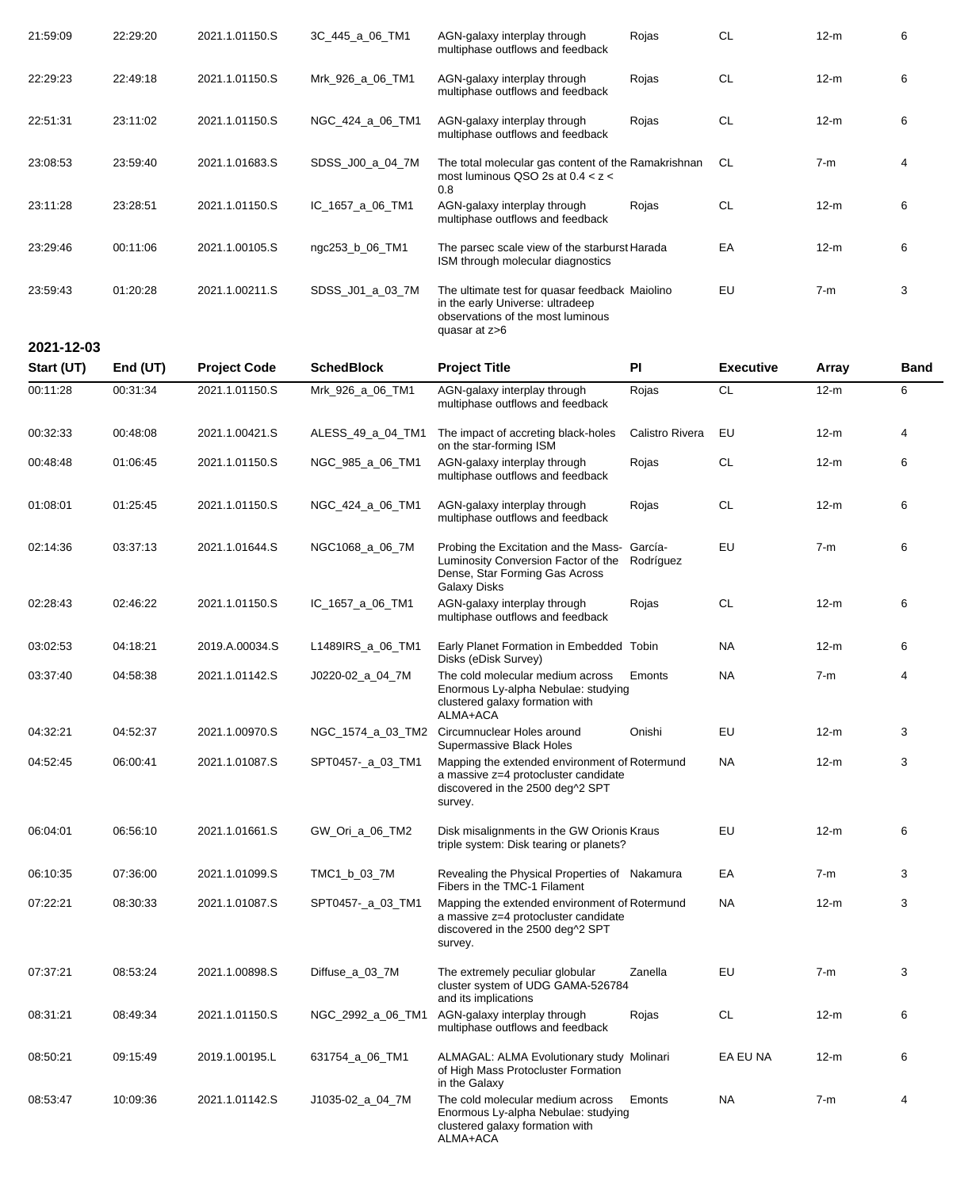| Start (UT) | End (UT) | Project Code | SchedBlock | Project Title | PI | Executive | Array | Band |
|---|---|---|---|---|---|---|---|---|
| 21:59:09 | 22:29:20 | 2021.1.01150.S | 3C_445_a_06_TM1 | AGN-galaxy interplay through multiphase outflows and feedback | Rojas | CL | 12-m | 6 |
| 22:29:23 | 22:49:18 | 2021.1.01150.S | Mrk_926_a_06_TM1 | AGN-galaxy interplay through multiphase outflows and feedback | Rojas | CL | 12-m | 6 |
| 22:51:31 | 23:11:02 | 2021.1.01150.S | NGC_424_a_06_TM1 | AGN-galaxy interplay through multiphase outflows and feedback | Rojas | CL | 12-m | 6 |
| 23:08:53 | 23:59:40 | 2021.1.01683.S | SDSS_J00_a_04_7M | The total molecular gas content of the most luminous QSO 2s at 0.4 < z < 0.8 | Ramakrishnan | CL | 7-m | 4 |
| 23:11:28 | 23:28:51 | 2021.1.01150.S | IC_1657_a_06_TM1 | AGN-galaxy interplay through multiphase outflows and feedback | Rojas | CL | 12-m | 6 |
| 23:29:46 | 00:11:06 | 2021.1.00105.S | ngc253_b_06_TM1 | The parsec scale view of the starburst ISM through molecular diagnostics | Harada | EA | 12-m | 6 |
| 23:59:43 | 01:20:28 | 2021.1.00211.S | SDSS_J01_a_03_7M | The ultimate test for quasar feedback in the early Universe: ultradeep observations of the most luminous quasar at z>6 | Maiolino | EU | 7-m | 3 |

**2021-12-03**

| Start (UT) | End (UT) | Project Code | SchedBlock | Project Title | PI | Executive | Array | Band |
|---|---|---|---|---|---|---|---|---|
| 00:11:28 | 00:31:34 | 2021.1.01150.S | Mrk_926_a_06_TM1 | AGN-galaxy interplay through multiphase outflows and feedback | Rojas | CL | 12-m | 6 |
| 00:32:33 | 00:48:08 | 2021.1.00421.S | ALESS_49_a_04_TM1 | The impact of accreting black-holes on the star-forming ISM | Calistro Rivera | EU | 12-m | 4 |
| 00:48:48 | 01:06:45 | 2021.1.01150.S | NGC_985_a_06_TM1 | AGN-galaxy interplay through multiphase outflows and feedback | Rojas | CL | 12-m | 6 |
| 01:08:01 | 01:25:45 | 2021.1.01150.S | NGC_424_a_06_TM1 | AGN-galaxy interplay through multiphase outflows and feedback | Rojas | CL | 12-m | 6 |
| 02:14:36 | 03:37:13 | 2021.1.01644.S | NGC1068_a_06_7M | Probing the Excitation and the Mass-Luminosity Conversion Factor of the Dense, Star Forming Gas Across Galaxy Disks | García-Rodríguez | EU | 7-m | 6 |
| 02:28:43 | 02:46:22 | 2021.1.01150.S | IC_1657_a_06_TM1 | AGN-galaxy interplay through multiphase outflows and feedback | Rojas | CL | 12-m | 6 |
| 03:02:53 | 04:18:21 | 2019.A.00034.S | L1489IRS_a_06_TM1 | Early Planet Formation in Embedded Disks (eDisk Survey) | Tobin | NA | 12-m | 6 |
| 03:37:40 | 04:58:38 | 2021.1.01142.S | J0220-02_a_04_7M | The cold molecular medium across Enormous Ly-alpha Nebulae: studying clustered galaxy formation with ALMA+ACA | Emonts | NA | 7-m | 4 |
| 04:32:21 | 04:52:37 | 2021.1.00970.S | NGC_1574_a_03_TM2 | Circumnuclear Holes around Supermassive Black Holes | Onishi | EU | 12-m | 3 |
| 04:52:45 | 06:00:41 | 2021.1.01087.S | SPT0457-_a_03_TM1 | Mapping the extended environment of a massive z=4 protocluster candidate discovered in the 2500 deg^2 SPT survey. | Rotermund | NA | 12-m | 3 |
| 06:04:01 | 06:56:10 | 2021.1.01661.S | GW_Ori_a_06_TM2 | Disk misalignments in the GW Orionis triple system: Disk tearing or planets? | Kraus | EU | 12-m | 6 |
| 06:10:35 | 07:36:00 | 2021.1.01099.S | TMC1_b_03_7M | Revealing the Physical Properties of Fibers in the TMC-1 Filament | Nakamura | EA | 7-m | 3 |
| 07:22:21 | 08:30:33 | 2021.1.01087.S | SPT0457-_a_03_TM1 | Mapping the extended environment of a massive z=4 protocluster candidate discovered in the 2500 deg^2 SPT survey. | Rotermund | NA | 12-m | 3 |
| 07:37:21 | 08:53:24 | 2021.1.00898.S | Diffuse_a_03_7M | The extremely peculiar globular cluster system of UDG GAMA-526784 and its implications | Zanella | EU | 7-m | 3 |
| 08:31:21 | 08:49:34 | 2021.1.01150.S | NGC_2992_a_06_TM1 | AGN-galaxy interplay through multiphase outflows and feedback | Rojas | CL | 12-m | 6 |
| 08:50:21 | 09:15:49 | 2019.1.00195.L | 631754_a_06_TM1 | ALMAGAL: ALMA Evolutionary study of High Mass Protocluster Formation in the Galaxy | Molinari | EA EU NA | 12-m | 6 |
| 08:53:47 | 10:09:36 | 2021.1.01142.S | J1035-02_a_04_7M | The cold molecular medium across Enormous Ly-alpha Nebulae: studying clustered galaxy formation with ALMA+ACA | Emonts | NA | 7-m | 4 |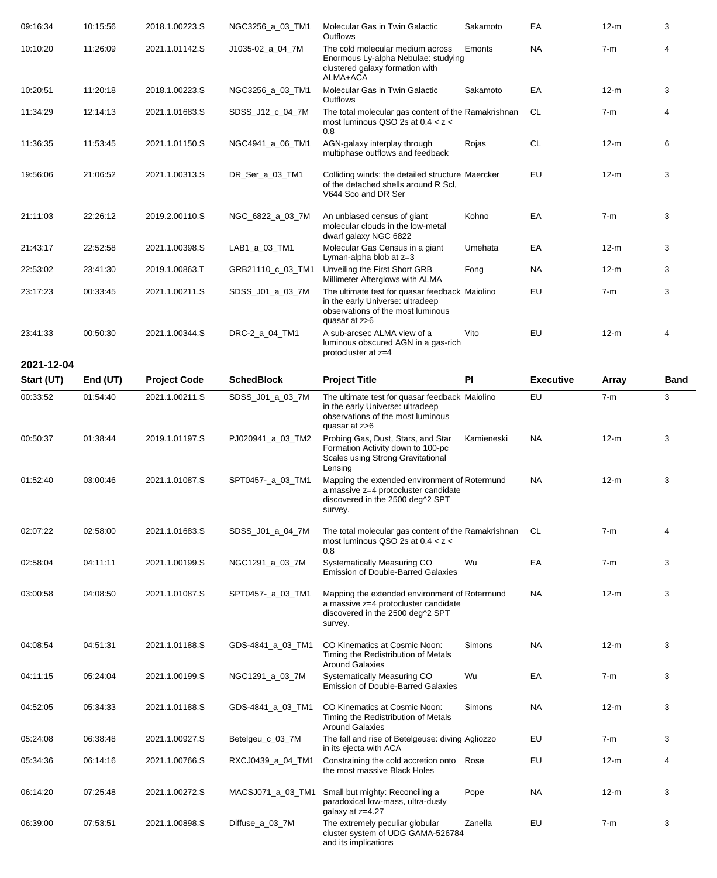| Start (UT) | End (UT) | Project Code | SchedBlock | Project Title | PI | Executive | Array | Band |
|---|---|---|---|---|---|---|---|---|
| 09:16:34 | 10:15:56 | 2018.1.00223.S | NGC3256_a_03_TM1 | Molecular Gas in Twin Galactic Outflows | Sakamoto | EA | 12-m | 3 |
| 10:10:20 | 11:26:09 | 2021.1.01142.S | J1035-02_a_04_7M | The cold molecular medium across Enormous Ly-alpha Nebulae: studying clustered galaxy formation with ALMA+ACA | Emonts | NA | 7-m | 4 |
| 10:20:51 | 11:20:18 | 2018.1.00223.S | NGC3256_a_03_TM1 | Molecular Gas in Twin Galactic Outflows | Sakamoto | EA | 12-m | 3 |
| 11:34:29 | 12:14:13 | 2021.1.01683.S | SDSS_J12_c_04_7M | The total molecular gas content of the most luminous QSO 2s at 0.4 < z < 0.8 | Ramakrishnan | CL | 7-m | 4 |
| 11:36:35 | 11:53:45 | 2021.1.01150.S | NGC4941_a_06_TM1 | AGN-galaxy interplay through multiphase outflows and feedback | Rojas | CL | 12-m | 6 |
| 19:56:06 | 21:06:52 | 2021.1.00313.S | DR_Ser_a_03_TM1 | Colliding winds: the detailed structure of the detached shells around R Scl, V644 Sco and DR Ser | Maercker | EU | 12-m | 3 |
| 21:11:03 | 22:26:12 | 2019.2.00110.S | NGC_6822_a_03_7M | An unbiased census of giant molecular clouds in the low-metal dwarf galaxy NGC 6822 | Kohno | EA | 7-m | 3 |
| 21:43:17 | 22:52:58 | 2021.1.00398.S | LAB1_a_03_TM1 | Molecular Gas Census in a giant Lyman-alpha blob at z=3 | Umehata | EA | 12-m | 3 |
| 22:53:02 | 23:41:30 | 2019.1.00863.T | GRB21110_c_03_TM1 | Unveiling the First Short GRB Millimeter Afterglows with ALMA | Fong | NA | 12-m | 3 |
| 23:17:23 | 00:33:45 | 2021.1.00211.S | SDSS_J01_a_03_7M | The ultimate test for quasar feedback in the early Universe: ultradeep observations of the most luminous quasar at z>6 | Maiolino | EU | 7-m | 3 |
| 23:41:33 | 00:50:30 | 2021.1.00344.S | DRC-2_a_04_TM1 | A sub-arcsec ALMA view of a luminous obscured AGN in a gas-rich protocluster at z=4 | Vito | EU | 12-m | 4 |

**2021-12-04**

| Start (UT) | End (UT) | Project Code | SchedBlock | Project Title | PI | Executive | Array | Band |
|---|---|---|---|---|---|---|---|---|
| 00:33:52 | 01:54:40 | 2021.1.00211.S | SDSS_J01_a_03_7M | The ultimate test for quasar feedback in the early Universe: ultradeep observations of the most luminous quasar at z>6 | Maiolino | EU | 7-m | 3 |
| 00:50:37 | 01:38:44 | 2019.1.01197.S | PJ020941_a_03_TM2 | Probing Gas, Dust, Stars, and Star Formation Activity down to 100-pc Scales using Strong Gravitational Lensing | Kamieneski | NA | 12-m | 3 |
| 01:52:40 | 03:00:46 | 2021.1.01087.S | SPT0457-_a_03_TM1 | Mapping the extended environment of a massive z=4 protocluster candidate discovered in the 2500 deg^2 SPT survey. | Rotermund | NA | 12-m | 3 |
| 02:07:22 | 02:58:00 | 2021.1.01683.S | SDSS_J01_a_04_7M | The total molecular gas content of the most luminous QSO 2s at 0.4 < z < 0.8 | Ramakrishnan | CL | 7-m | 4 |
| 02:58:04 | 04:11:11 | 2021.1.00199.S | NGC1291_a_03_7M | Systematically Measuring CO Emission of Double-Barred Galaxies | Wu | EA | 7-m | 3 |
| 03:00:58 | 04:08:50 | 2021.1.01087.S | SPT0457-_a_03_TM1 | Mapping the extended environment of a massive z=4 protocluster candidate discovered in the 2500 deg^2 SPT survey. | Rotermund | NA | 12-m | 3 |
| 04:08:54 | 04:51:31 | 2021.1.01188.S | GDS-4841_a_03_TM1 | CO Kinematics at Cosmic Noon: Timing the Redistribution of Metals Around Galaxies | Simons | NA | 12-m | 3 |
| 04:11:15 | 05:24:04 | 2021.1.00199.S | NGC1291_a_03_7M | Systematically Measuring CO Emission of Double-Barred Galaxies | Wu | EA | 7-m | 3 |
| 04:52:05 | 05:34:33 | 2021.1.01188.S | GDS-4841_a_03_TM1 | CO Kinematics at Cosmic Noon: Timing the Redistribution of Metals Around Galaxies | Simons | NA | 12-m | 3 |
| 05:24:08 | 06:38:48 | 2021.1.00927.S | Betelgeu_c_03_7M | The fall and rise of Betelgeuse: diving in its ejecta with ACA | Agliozzo | EU | 7-m | 3 |
| 05:34:36 | 06:14:16 | 2021.1.00766.S | RXCJ0439_a_04_TM1 | Constraining the cold accretion onto the most massive Black Holes | Rose | EU | 12-m | 4 |
| 06:14:20 | 07:25:48 | 2021.1.00272.S | MACSJ071_a_03_TM1 | Small but mighty: Reconciling a paradoxical low-mass, ultra-dusty galaxy at z=4.27 | Pope | NA | 12-m | 3 |
| 06:39:00 | 07:53:51 | 2021.1.00898.S | Diffuse_a_03_7M | The extremely peculiar globular cluster system of UDG GAMA-526784 and its implications | Zanella | EU | 7-m | 3 |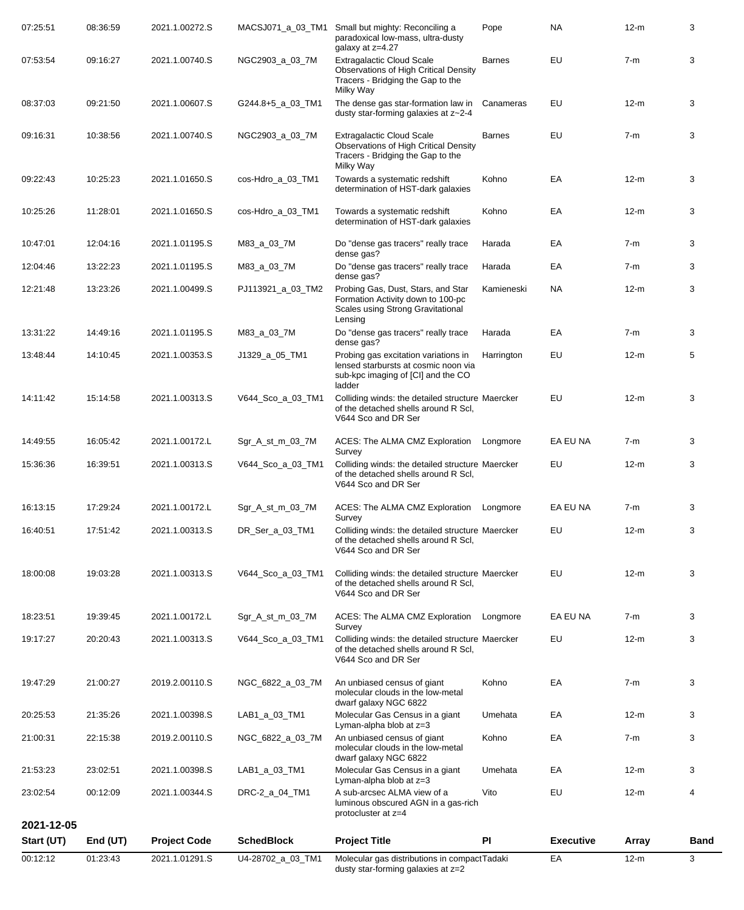| Start (UT) | End (UT) | Project Code | SchedBlock | Project Title | PI | Executive | Array | Band |
|---|---|---|---|---|---|---|---|---|
| 07:25:51 | 08:36:59 | 2021.1.00272.S | MACSJ071_a_03_TM1 | Small but mighty: Reconciling a paradoxical low-mass, ultra-dusty galaxy at z=4.27 | Pope | NA | 12-m | 3 |
| 07:53:54 | 09:16:27 | 2021.1.00740.S | NGC2903_a_03_7M | Extragalactic Cloud Scale Observations of High Critical Density Tracers - Bridging the Gap to the Milky Way | Barnes | EU | 7-m | 3 |
| 08:37:03 | 09:21:50 | 2021.1.00607.S | G244.8+5_a_03_TM1 | The dense gas star-formation law in dusty star-forming galaxies at z~2-4 | Canameras | EU | 12-m | 3 |
| 09:16:31 | 10:38:56 | 2021.1.00740.S | NGC2903_a_03_7M | Extragalactic Cloud Scale Observations of High Critical Density Tracers - Bridging the Gap to the Milky Way | Barnes | EU | 7-m | 3 |
| 09:22:43 | 10:25:23 | 2021.1.01650.S | cos-Hdro_a_03_TM1 | Towards a systematic redshift determination of HST-dark galaxies | Kohno | EA | 12-m | 3 |
| 10:25:26 | 11:28:01 | 2021.1.01650.S | cos-Hdro_a_03_TM1 | Towards a systematic redshift determination of HST-dark galaxies | Kohno | EA | 12-m | 3 |
| 10:47:01 | 12:04:16 | 2021.1.01195.S | M83_a_03_7M | Do "dense gas tracers" really trace dense gas? | Harada | EA | 7-m | 3 |
| 12:04:46 | 13:22:23 | 2021.1.01195.S | M83_a_03_7M | Do "dense gas tracers" really trace dense gas? | Harada | EA | 7-m | 3 |
| 12:21:48 | 13:23:26 | 2021.1.00499.S | PJ113921_a_03_TM2 | Probing Gas, Dust, Stars, and Star Formation Activity down to 100-pc Scales using Strong Gravitational Lensing | Kamieneski | NA | 12-m | 3 |
| 13:31:22 | 14:49:16 | 2021.1.01195.S | M83_a_03_7M | Do "dense gas tracers" really trace dense gas? | Harada | EA | 7-m | 3 |
| 13:48:44 | 14:10:45 | 2021.1.00353.S | J1329_a_05_TM1 | Probing gas excitation variations in lensed starbursts at cosmic noon via sub-kpc imaging of [CI] and the CO ladder | Harrington | EU | 12-m | 5 |
| 14:11:42 | 15:14:58 | 2021.1.00313.S | V644_Sco_a_03_TM1 | Colliding winds: the detailed structure of the detached shells around R Scl, V644 Sco and DR Ser | Maercker | EU | 12-m | 3 |
| 14:49:55 | 16:05:42 | 2021.1.00172.L | Sgr_A_st_m_03_7M | ACES: The ALMA CMZ Exploration Survey | Longmore | EA EU NA | 7-m | 3 |
| 15:36:36 | 16:39:51 | 2021.1.00313.S | V644_Sco_a_03_TM1 | Colliding winds: the detailed structure of the detached shells around R Scl, V644 Sco and DR Ser | Maercker | EU | 12-m | 3 |
| 16:13:15 | 17:29:24 | 2021.1.00172.L | Sgr_A_st_m_03_7M | ACES: The ALMA CMZ Exploration Survey | Longmore | EA EU NA | 7-m | 3 |
| 16:40:51 | 17:51:42 | 2021.1.00313.S | DR_Ser_a_03_TM1 | Colliding winds: the detailed structure of the detached shells around R Scl, V644 Sco and DR Ser | Maercker | EU | 12-m | 3 |
| 18:00:08 | 19:03:28 | 2021.1.00313.S | V644_Sco_a_03_TM1 | Colliding winds: the detailed structure of the detached shells around R Scl, V644 Sco and DR Ser | Maercker | EU | 12-m | 3 |
| 18:23:51 | 19:39:45 | 2021.1.00172.L | Sgr_A_st_m_03_7M | ACES: The ALMA CMZ Exploration Survey | Longmore | EA EU NA | 7-m | 3 |
| 19:17:27 | 20:20:43 | 2021.1.00313.S | V644_Sco_a_03_TM1 | Colliding winds: the detailed structure of the detached shells around R Scl, V644 Sco and DR Ser | Maercker | EU | 12-m | 3 |
| 19:47:29 | 21:00:27 | 2019.2.00110.S | NGC_6822_a_03_7M | An unbiased census of giant molecular clouds in the low-metal dwarf galaxy NGC 6822 | Kohno | EA | 7-m | 3 |
| 20:25:53 | 21:35:26 | 2021.1.00398.S | LAB1_a_03_TM1 | Molecular Gas Census in a giant Lyman-alpha blob at z=3 | Umehata | EA | 12-m | 3 |
| 21:00:31 | 22:15:38 | 2019.2.00110.S | NGC_6822_a_03_7M | An unbiased census of giant molecular clouds in the low-metal dwarf galaxy NGC 6822 | Kohno | EA | 7-m | 3 |
| 21:53:23 | 23:02:51 | 2021.1.00398.S | LAB1_a_03_TM1 | Molecular Gas Census in a giant Lyman-alpha blob at z=3 | Umehata | EA | 12-m | 3 |
| 23:02:54 | 00:12:09 | 2021.1.00344.S | DRC-2_a_04_TM1 | A sub-arcsec ALMA view of a luminous obscured AGN in a gas-rich protocluster at z=4 | Vito | EU | 12-m | 4 |

**2021-12-05**

| Start (UT) | End (UT) | Project Code | SchedBlock | Project Title | PI | Executive | Array | Band |
|---|---|---|---|---|---|---|---|---|
| 00:12:12 | 01:23:43 | 2021.1.01291.S | U4-28702_a_03_TM1 | Molecular gas distributions in compact dusty star-forming galaxies at z=2 | Tadaki | EA | 12-m | 3 |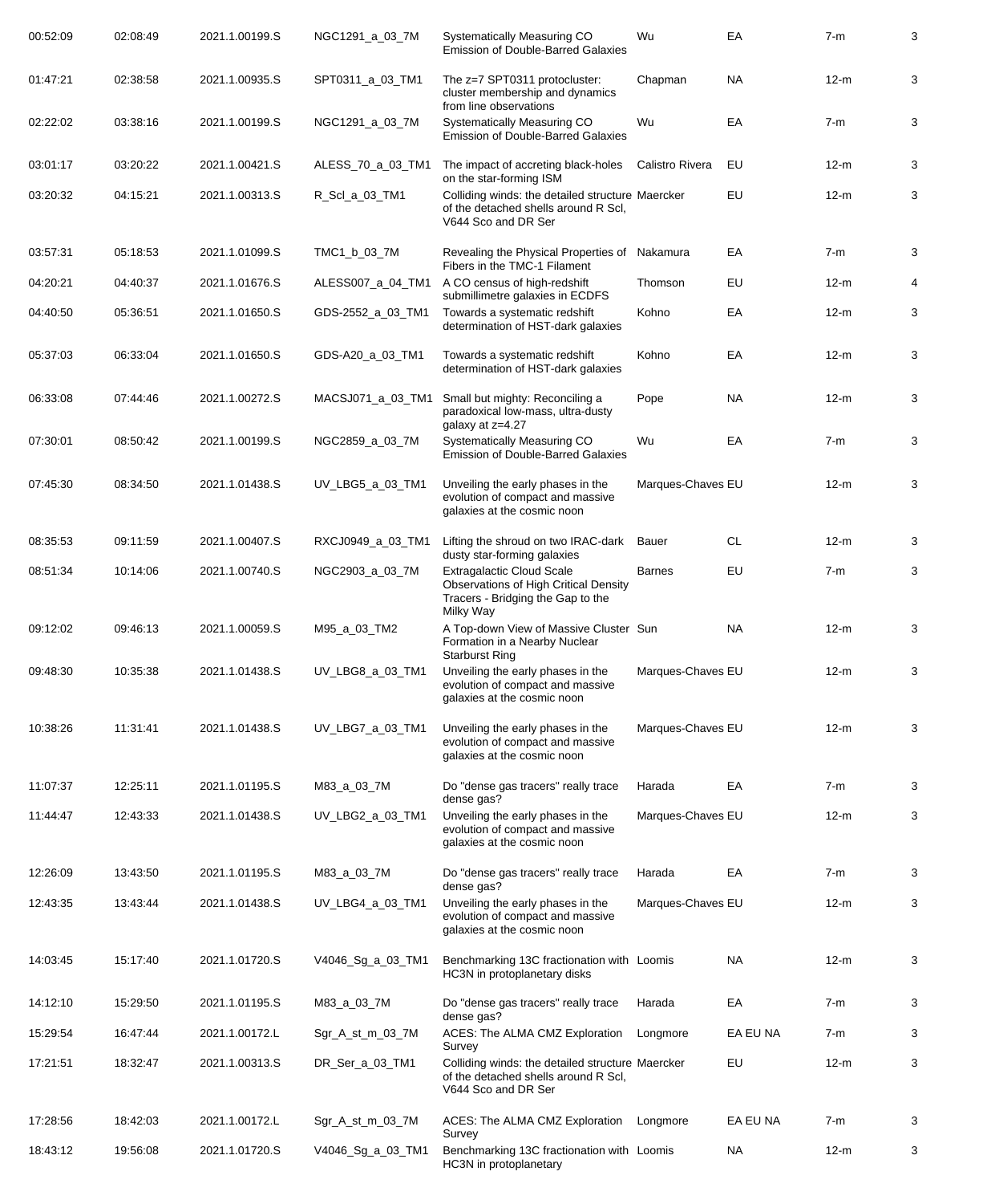| | | | | | | | | |
|---|---|---|---|---|---|---|---|---|
| 00:52:09 | 02:08:49 | 2021.1.00199.S | NGC1291_a_03_7M | Systematically Measuring CO Emission of Double-Barred Galaxies | Wu | EA | 7-m | 3 |
| 01:47:21 | 02:38:58 | 2021.1.00935.S | SPT0311_a_03_TM1 | The z=7 SPT0311 protocluster: cluster membership and dynamics from line observations | Chapman | NA | 12-m | 3 |
| 02:22:02 | 03:38:16 | 2021.1.00199.S | NGC1291_a_03_7M | Systematically Measuring CO Emission of Double-Barred Galaxies | Wu | EA | 7-m | 3 |
| 03:01:17 | 03:20:22 | 2021.1.00421.S | ALESS_70_a_03_TM1 | The impact of accreting black-holes on the star-forming ISM | Calistro Rivera | EU | 12-m | 3 |
| 03:20:32 | 04:15:21 | 2021.1.00313.S | R_Scl_a_03_TM1 | Colliding winds: the detailed structure of the detached shells around R Scl, V644 Sco and DR Ser | Maercker | EU | 12-m | 3 |
| 03:57:31 | 05:18:53 | 2021.1.01099.S | TMC1_b_03_7M | Revealing the Physical Properties of Fibers in the TMC-1 Filament | Nakamura | EA | 7-m | 3 |
| 04:20:21 | 04:40:37 | 2021.1.01676.S | ALESS007_a_04_TM1 | A CO census of high-redshift submillimetre galaxies in ECDFS | Thomson | EU | 12-m | 4 |
| 04:40:50 | 05:36:51 | 2021.1.01650.S | GDS-2552_a_03_TM1 | Towards a systematic redshift determination of HST-dark galaxies | Kohno | EA | 12-m | 3 |
| 05:37:03 | 06:33:04 | 2021.1.01650.S | GDS-A20_a_03_TM1 | Towards a systematic redshift determination of HST-dark galaxies | Kohno | EA | 12-m | 3 |
| 06:33:08 | 07:44:46 | 2021.1.00272.S | MACSJ071_a_03_TM1 | Small but mighty: Reconciling a paradoxical low-mass, ultra-dusty galaxy at z=4.27 | Pope | NA | 12-m | 3 |
| 07:30:01 | 08:50:42 | 2021.1.00199.S | NGC2859_a_03_7M | Systematically Measuring CO Emission of Double-Barred Galaxies | Wu | EA | 7-m | 3 |
| 07:45:30 | 08:34:50 | 2021.1.01438.S | UV_LBG5_a_03_TM1 | Unveiling the early phases in the evolution of compact and massive galaxies at the cosmic noon | Marques-Chaves | EU | 12-m | 3 |
| 08:35:53 | 09:11:59 | 2021.1.00407.S | RXCJ0949_a_03_TM1 | Lifting the shroud on two IRAC-dark dusty star-forming galaxies | Bauer | CL | 12-m | 3 |
| 08:51:34 | 10:14:06 | 2021.1.00740.S | NGC2903_a_03_7M | Extragalactic Cloud Scale Observations of High Critical Density Tracers - Bridging the Gap to the Milky Way | Barnes | EU | 7-m | 3 |
| 09:12:02 | 09:46:13 | 2021.1.00059.S | M95_a_03_TM2 | A Top-down View of Massive Cluster Formation in a Nearby Nuclear Starburst Ring | Sun | NA | 12-m | 3 |
| 09:48:30 | 10:35:38 | 2021.1.01438.S | UV_LBG8_a_03_TM1 | Unveiling the early phases in the evolution of compact and massive galaxies at the cosmic noon | Marques-Chaves | EU | 12-m | 3 |
| 10:38:26 | 11:31:41 | 2021.1.01438.S | UV_LBG7_a_03_TM1 | Unveiling the early phases in the evolution of compact and massive galaxies at the cosmic noon | Marques-Chaves | EU | 12-m | 3 |
| 11:07:37 | 12:25:11 | 2021.1.01195.S | M83_a_03_7M | Do "dense gas tracers" really trace dense gas? | Harada | EA | 7-m | 3 |
| 11:44:47 | 12:43:33 | 2021.1.01438.S | UV_LBG2_a_03_TM1 | Unveiling the early phases in the evolution of compact and massive galaxies at the cosmic noon | Marques-Chaves | EU | 12-m | 3 |
| 12:26:09 | 13:43:50 | 2021.1.01195.S | M83_a_03_7M | Do "dense gas tracers" really trace dense gas? | Harada | EA | 7-m | 3 |
| 12:43:35 | 13:43:44 | 2021.1.01438.S | UV_LBG4_a_03_TM1 | Unveiling the early phases in the evolution of compact and massive galaxies at the cosmic noon | Marques-Chaves | EU | 12-m | 3 |
| 14:03:45 | 15:17:40 | 2021.1.01720.S | V4046_Sg_a_03_TM1 | Benchmarking 13C fractionation with HC3N in protoplanetary disks | Loomis | NA | 12-m | 3 |
| 14:12:10 | 15:29:50 | 2021.1.01195.S | M83_a_03_7M | Do "dense gas tracers" really trace dense gas? | Harada | EA | 7-m | 3 |
| 15:29:54 | 16:47:44 | 2021.1.00172.L | Sgr_A_st_m_03_7M | ACES: The ALMA CMZ Exploration Survey | Longmore | EA EU NA | 7-m | 3 |
| 17:21:51 | 18:32:47 | 2021.1.00313.S | DR_Ser_a_03_TM1 | Colliding winds: the detailed structure of the detached shells around R Scl, V644 Sco and DR Ser | Maercker | EU | 12-m | 3 |
| 17:28:56 | 18:42:03 | 2021.1.00172.L | Sgr_A_st_m_03_7M | ACES: The ALMA CMZ Exploration Survey | Longmore | EA EU NA | 7-m | 3 |
| 18:43:12 | 19:56:08 | 2021.1.01720.S | V4046_Sg_a_03_TM1 | Benchmarking 13C fractionation with HC3N in protoplanetary | Loomis | NA | 12-m | 3 |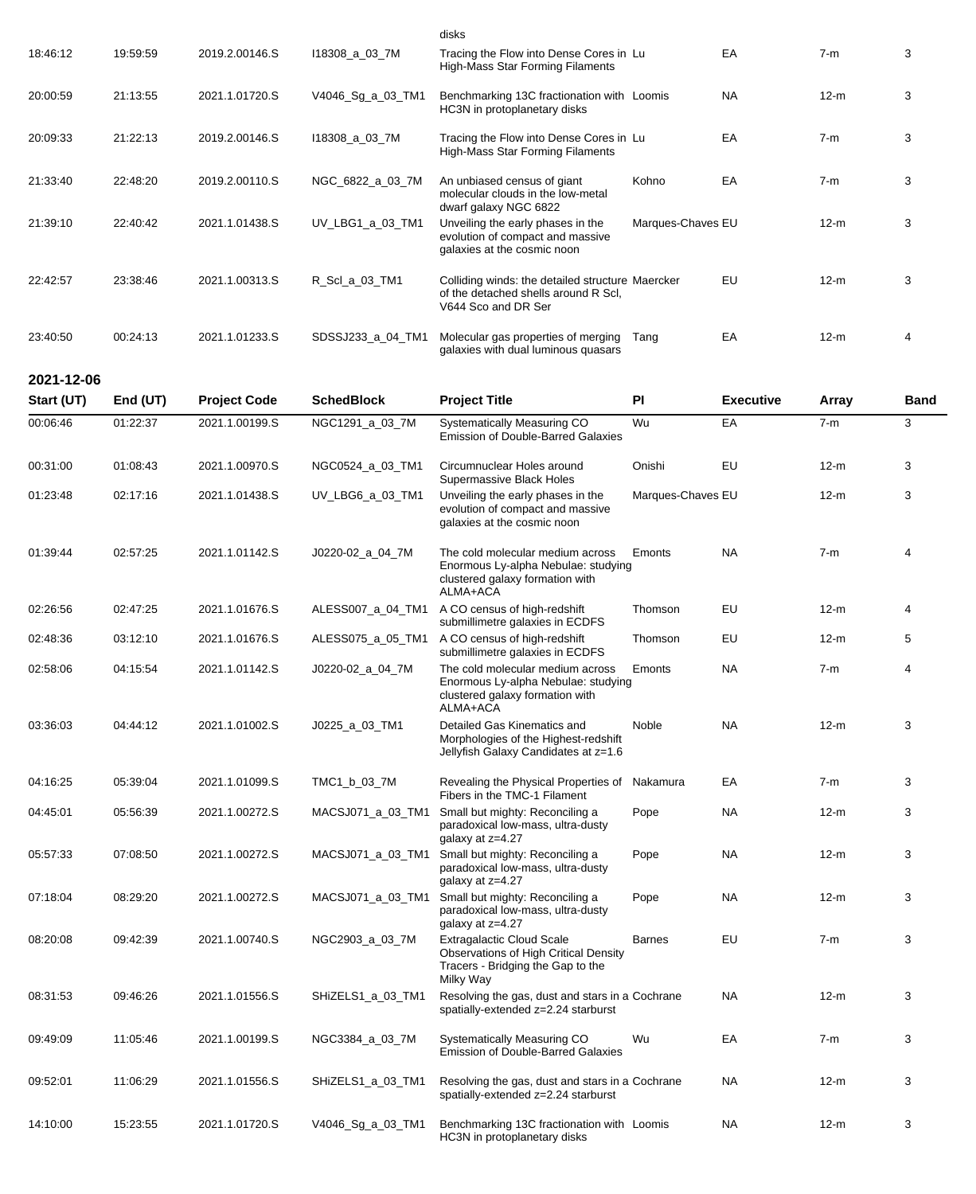| Start (UT) | End (UT) | Project Code | SchedBlock | Project Title | PI | Executive | Array | Band |
|---|---|---|---|---|---|---|---|---|
| | | | | disks | | | | |
| 18:46:12 | 19:59:59 | 2019.2.00146.S | I18308_a_03_7M | Tracing the Flow into Dense Cores in High-Mass Star Forming Filaments | Lu | EA | 7-m | 3 |
| 20:00:59 | 21:13:55 | 2021.1.01720.S | V4046_Sg_a_03_TM1 | Benchmarking 13C fractionation with HC3N in protoplanetary disks | Loomis | NA | 12-m | 3 |
| 20:09:33 | 21:22:13 | 2019.2.00146.S | I18308_a_03_7M | Tracing the Flow into Dense Cores in High-Mass Star Forming Filaments | Lu | EA | 7-m | 3 |
| 21:33:40 | 22:48:20 | 2019.2.00110.S | NGC_6822_a_03_7M | An unbiased census of giant molecular clouds in the low-metal dwarf galaxy NGC 6822 | Kohno | EA | 7-m | 3 |
| 21:39:10 | 22:40:42 | 2021.1.01438.S | UV_LBG1_a_03_TM1 | Unveiling the early phases in the evolution of compact and massive galaxies at the cosmic noon | Marques-Chaves | EU | 12-m | 3 |
| 22:42:57 | 23:38:46 | 2021.1.00313.S | R_Scl_a_03_TM1 | Colliding winds: the detailed structure of the detached shells around R Scl, V644 Sco and DR Ser | Maercker | EU | 12-m | 3 |
| 23:40:50 | 00:24:13 | 2021.1.01233.S | SDSSJ233_a_04_TM1 | Molecular gas properties of merging galaxies with dual luminous quasars | Tang | EA | 12-m | 4 |

**2021-12-06**

| Start (UT) | End (UT) | Project Code | SchedBlock | Project Title | PI | Executive | Array | Band |
|---|---|---|---|---|---|---|---|---|
| 00:06:46 | 01:22:37 | 2021.1.00199.S | NGC1291_a_03_7M | Systematically Measuring CO Emission of Double-Barred Galaxies | Wu | EA | 7-m | 3 |
| 00:31:00 | 01:08:43 | 2021.1.00970.S | NGC0524_a_03_TM1 | Circumnuclear Holes around Supermassive Black Holes | Onishi | EU | 12-m | 3 |
| 01:23:48 | 02:17:16 | 2021.1.01438.S | UV_LBG6_a_03_TM1 | Unveiling the early phases in the evolution of compact and massive galaxies at the cosmic noon | Marques-Chaves | EU | 12-m | 3 |
| 01:39:44 | 02:57:25 | 2021.1.01142.S | J0220-02_a_04_7M | The cold molecular medium across Enormous Ly-alpha Nebulae: studying clustered galaxy formation with ALMA+ACA | Emonts | NA | 7-m | 4 |
| 02:26:56 | 02:47:25 | 2021.1.01676.S | ALESS007_a_04_TM1 | A CO census of high-redshift submillimetre galaxies in ECDFS | Thomson | EU | 12-m | 4 |
| 02:48:36 | 03:12:10 | 2021.1.01676.S | ALESS075_a_05_TM1 | A CO census of high-redshift submillimetre galaxies in ECDFS | Thomson | EU | 12-m | 5 |
| 02:58:06 | 04:15:54 | 2021.1.01142.S | J0220-02_a_04_7M | The cold molecular medium across Enormous Ly-alpha Nebulae: studying clustered galaxy formation with ALMA+ACA | Emonts | NA | 7-m | 4 |
| 03:36:03 | 04:44:12 | 2021.1.01002.S | J0225_a_03_TM1 | Detailed Gas Kinematics and Morphologies of the Highest-redshift Jellyfish Galaxy Candidates at z=1.6 | Noble | NA | 12-m | 3 |
| 04:16:25 | 05:39:04 | 2021.1.01099.S | TMC1_b_03_7M | Revealing the Physical Properties of Fibers in the TMC-1 Filament | Nakamura | EA | 7-m | 3 |
| 04:45:01 | 05:56:39 | 2021.1.00272.S | MACSJ071_a_03_TM1 | Small but mighty: Reconciling a paradoxical low-mass, ultra-dusty galaxy at z=4.27 | Pope | NA | 12-m | 3 |
| 05:57:33 | 07:08:50 | 2021.1.00272.S | MACSJ071_a_03_TM1 | Small but mighty: Reconciling a paradoxical low-mass, ultra-dusty galaxy at z=4.27 | Pope | NA | 12-m | 3 |
| 07:18:04 | 08:29:20 | 2021.1.00272.S | MACSJ071_a_03_TM1 | Small but mighty: Reconciling a paradoxical low-mass, ultra-dusty galaxy at z=4.27 | Pope | NA | 12-m | 3 |
| 08:20:08 | 09:42:39 | 2021.1.00740.S | NGC2903_a_03_7M | Extragalactic Cloud Scale Observations of High Critical Density Tracers - Bridging the Gap to the Milky Way | Barnes | EU | 7-m | 3 |
| 08:31:53 | 09:46:26 | 2021.1.01556.S | SHiZELS1_a_03_TM1 | Resolving the gas, dust and stars in a spatially-extended z=2.24 starburst | Cochrane | NA | 12-m | 3 |
| 09:49:09 | 11:05:46 | 2021.1.00199.S | NGC3384_a_03_7M | Systematically Measuring CO Emission of Double-Barred Galaxies | Wu | EA | 7-m | 3 |
| 09:52:01 | 11:06:29 | 2021.1.01556.S | SHiZELS1_a_03_TM1 | Resolving the gas, dust and stars in a spatially-extended z=2.24 starburst | Cochrane | NA | 12-m | 3 |
| 14:10:00 | 15:23:55 | 2021.1.01720.S | V4046_Sg_a_03_TM1 | Benchmarking 13C fractionation with HC3N in protoplanetary disks | Loomis | NA | 12-m | 3 |